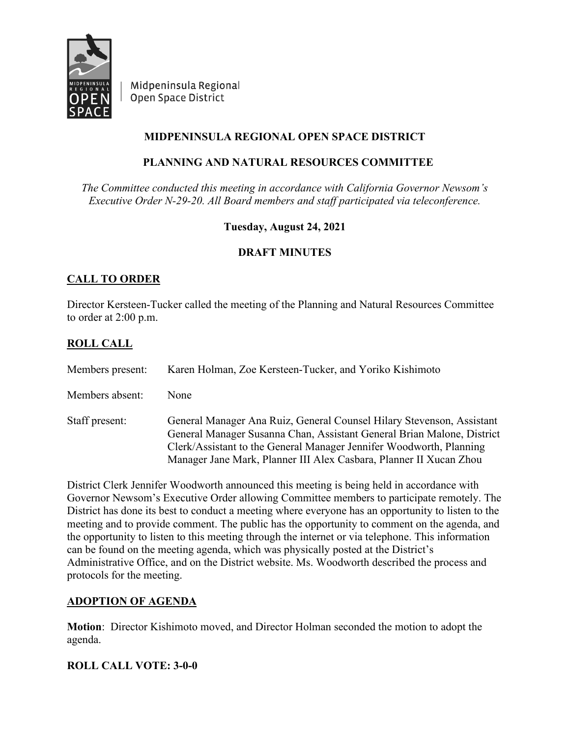Midpeninsula Regional Open Space District

# MIDPENINSULA REGIONAL OPEN SPACE DISTRICT

## PLANNING AND NATURAL RESOURCES COMMITTEE

*The Committee conducted this meeting in accordance with California Governor Newsom's Executive Order N-29-20. All Board members and staff participated via teleconference.*

**Tuesday, August 24, 2021**

**DRAFT MINUTES**

## CALL TO ORDER

Director Kersteen-Tucker called the meeting of the Planning and Natural Resources Committee to order at 2:00 p.m.

## ROLL CALL

Members present: Karen Holman, Zoe Kersteen-Tucker, and Yoriko Kishimoto

Members absent: None

Staff present: General Manager Ana Ruiz, General Counsel Hilary Stevenson, Assistant General Manager Susanna Chan, Assistant General Brian Malone, District Clerk/Assistant to the General Manager Jennifer Woodworth, Planning Manager Jane Mark, Planner III Alex Casbara, Planner II Xucan Zhou

District Clerk Jennifer Woodworth announced this meeting is being held in accordance with Governor Newsom's Executive Order allowing Committee members to participate remotely. The District has done its best to conduct a meeting where everyone has an opportunity to listen to the meeting and to provide comment. The public has the opportunity to comment on the agenda, and the opportunity to listen to this meeting through the internet or via telephone. This information can be found on the meeting agenda, which was physically posted at the District's Administrative Office, and on the District website. Ms. Woodworth described the process and protocols for the meeting.

## ADOPTION OF AGENDA

**Motion**: Director Kishimoto moved, and Director Holman seconded the motion to adopt the agenda.

**ROLL CALL VOTE: 3-0-0**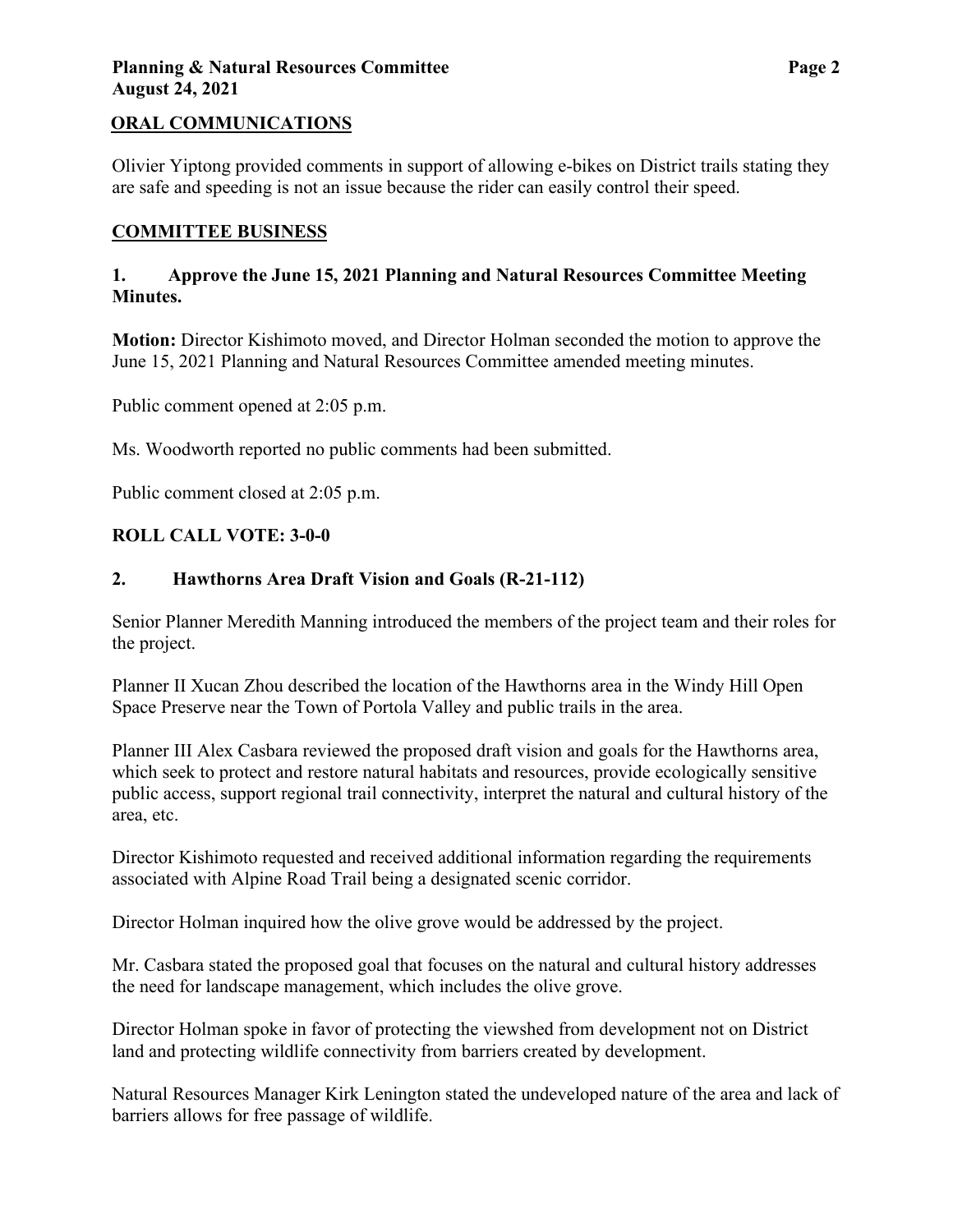## ORAL COMMUNICATIONS

Olivier Yiptong provided comments in support of allowing e-bikes on District trails stating they are safe and speeding is not an issue because the rider can easily control their speed.

## COMMITTEE BUSINESS

### 1. Approve the June 15, 2021 Planning and Natural Resources Committee Meeting Minutes.

**Motion:** Director Kishimoto moved, and Director Holman seconded the motion to approve the June 15, 2021 Planning and Natural Resources Committee amended meeting minutes.

Public comment opened at 2:05 p.m.

Ms. Woodworth reported no public comments had been submitted.

Public comment closed at 2:05 p.m.

**ROLL CALL VOTE: 3-0-0**

### 2. Hawthorns Area Draft Vision and Goals (R-21-112)

Senior Planner Meredith Manning introduced the members of the project team and their roles for the project.

Planner II Xucan Zhou described the location of the Hawthorns area in the Windy Hill Open Space Preserve near the Town of Portola Valley and public trails in the area.

Planner III Alex Casbara reviewed the proposed draft vision and goals for the Hawthorns area, which seek to protect and restore natural habitats and resources, provide ecologically sensitive public access, support regional trail connectivity, interpret the natural and cultural history of the area, etc.

Director Kishimoto requested and received additional information regarding the requirements associated with Alpine Road Trail being a designated scenic corridor.

Director Holman inquired how the olive grove would be addressed by the project.

Mr. Casbara stated the proposed goal that focuses on the natural and cultural history addresses the need for landscape management, which includes the olive grove.

Director Holman spoke in favor of protecting the viewshed from development not on District land and protecting wildlife connectivity from barriers created by development.

Natural Resources Manager Kirk Lenington stated the undeveloped nature of the area and lack of barriers allows for free passage of wildlife.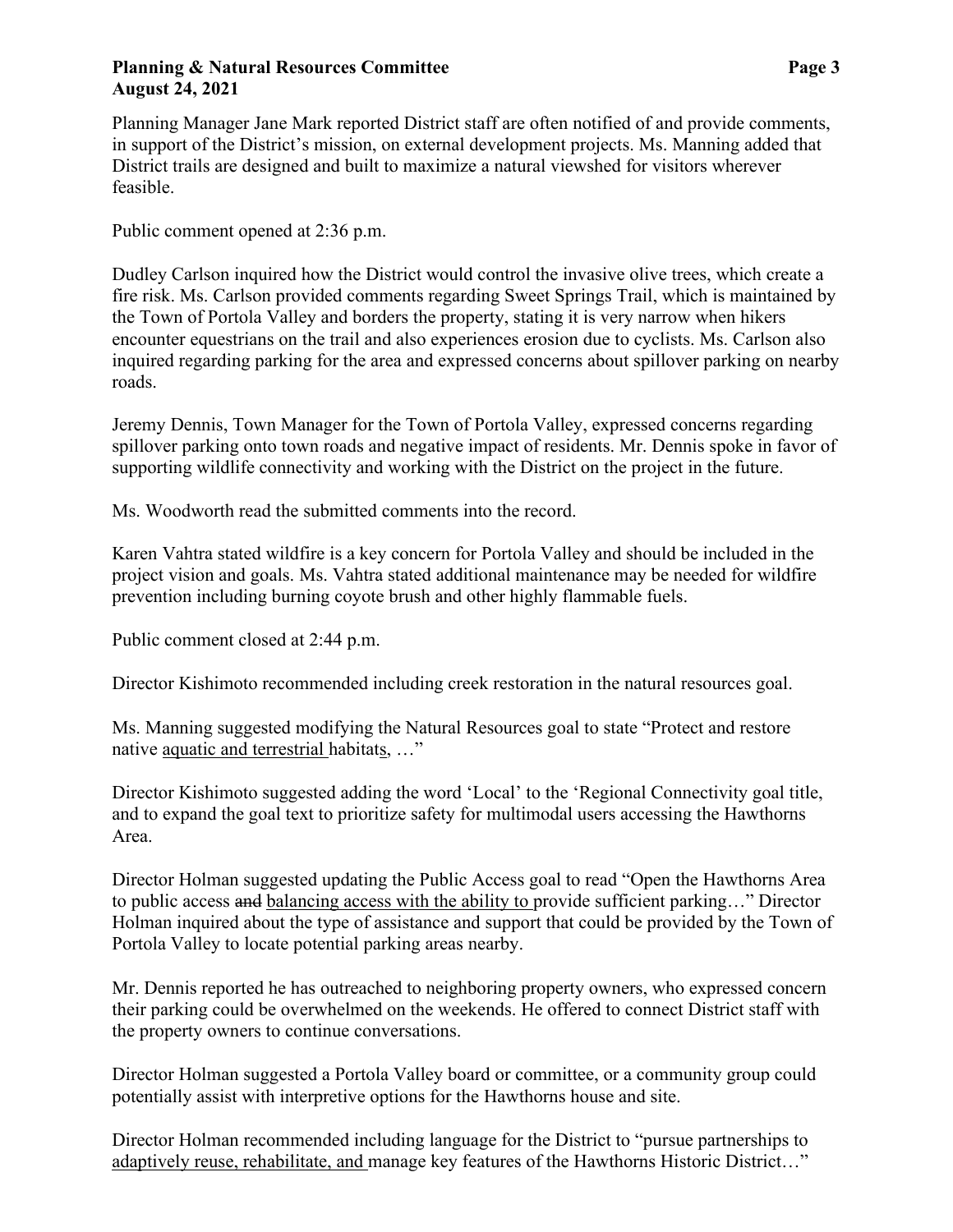Planning Manager Jane Mark reported District staff are often notified of and provide comments, in support of the District's mission, on external development projects. Ms. Manning added that District trails are designed and built to maximize a natural viewshed for visitors wherever feasible.

Public comment opened at 2:36 p.m.

Dudley Carlson inquired how the District would control the invasive olive trees, which create a fire risk. Ms. Carlson provided comments regarding Sweet Springs Trail, which is maintained by the Town of Portola Valley and borders the property, stating it is very narrow when hikers encounter equestrians on the trail and also experiences erosion due to cyclists. Ms. Carlson also inquired regarding parking for the area and expressed concerns about spillover parking on nearby roads.

Jeremy Dennis, Town Manager for the Town of Portola Valley, expressed concerns regarding spillover parking onto town roads and negative impact of residents. Mr. Dennis spoke in favor of supporting wildlife connectivity and working with the District on the project in the future.

Ms. Woodworth read the submitted comments into the record.

Karen Vahtra stated wildfire is a key concern for Portola Valley and should be included in the project vision and goals. Ms. Vahtra stated additional maintenance may be needed for wildfire prevention including burning coyote brush and other highly flammable fuels.

Public comment closed at 2:44 p.m.

Director Kishimoto recommended including creek restoration in the natural resources goal.

Ms. Manning suggested modifying the Natural Resources goal to state "Protect and restore native <u>aquatic and terrestrial</u> habitats, …"

Director Kishimoto suggested adding the word 'Local' to the 'Regional Connectivity goal title, and to expand the goal text to prioritize safety for multimodal users accessing the Hawthorns Area.

Director Holman suggested updating the Public Access goal to read "Open the Hawthorns Area to public access ~~and~~ <u>balancing access with the ability to</u> provide sufficient parking…" Director Holman inquired about the type of assistance and support that could be provided by the Town of Portola Valley to locate potential parking areas nearby.

Mr. Dennis reported he has outreached to neighboring property owners, who expressed concern their parking could be overwhelmed on the weekends. He offered to connect District staff with the property owners to continue conversations.

Director Holman suggested a Portola Valley board or committee, or a community group could potentially assist with interpretive options for the Hawthorns house and site.

Director Holman recommended including language for the District to "pursue partnerships to <u>adaptively reuse, rehabilitate, and</u> manage key features of the Hawthorns Historic District…"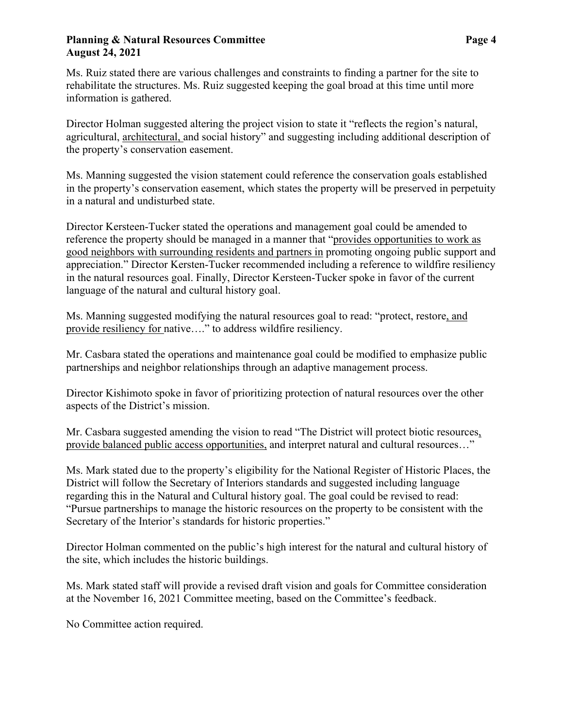Ms. Ruiz stated there are various challenges and constraints to finding a partner for the site to rehabilitate the structures. Ms. Ruiz suggested keeping the goal broad at this time until more information is gathered.

Director Holman suggested altering the project vision to state it "reflects the region's natural, agricultural, <u>architectural,</u> and social history" and suggesting including additional description of the property's conservation easement.

Ms. Manning suggested the vision statement could reference the conservation goals established in the property's conservation easement, which states the property will be preserved in perpetuity in a natural and undisturbed state.

Director Kersteen-Tucker stated the operations and management goal could be amended to reference the property should be managed in a manner that "<u>provides opportunities to work as good neighbors with surrounding residents and partners in</u> promoting ongoing public support and appreciation." Director Kersten-Tucker recommended including a reference to wildfire resiliency in the natural resources goal. Finally, Director Kersteen-Tucker spoke in favor of the current language of the natural and cultural history goal.

Ms. Manning suggested modifying the natural resources goal to read: "protect, restore<u>, and provide resiliency for</u> native…." to address wildfire resiliency.

Mr. Casbara stated the operations and maintenance goal could be modified to emphasize public partnerships and neighbor relationships through an adaptive management process.

Director Kishimoto spoke in favor of prioritizing protection of natural resources over the other aspects of the District's mission.

Mr. Casbara suggested amending the vision to read "The District will protect biotic resources<u>, provide balanced public access opportunities,</u> and interpret natural and cultural resources…"

Ms. Mark stated due to the property's eligibility for the National Register of Historic Places, the District will follow the Secretary of Interiors standards and suggested including language regarding this in the Natural and Cultural history goal. The goal could be revised to read: "Pursue partnerships to manage the historic resources on the property to be consistent with the Secretary of the Interior's standards for historic properties."

Director Holman commented on the public's high interest for the natural and cultural history of the site, which includes the historic buildings.

Ms. Mark stated staff will provide a revised draft vision and goals for Committee consideration at the November 16, 2021 Committee meeting, based on the Committee's feedback.

No Committee action required.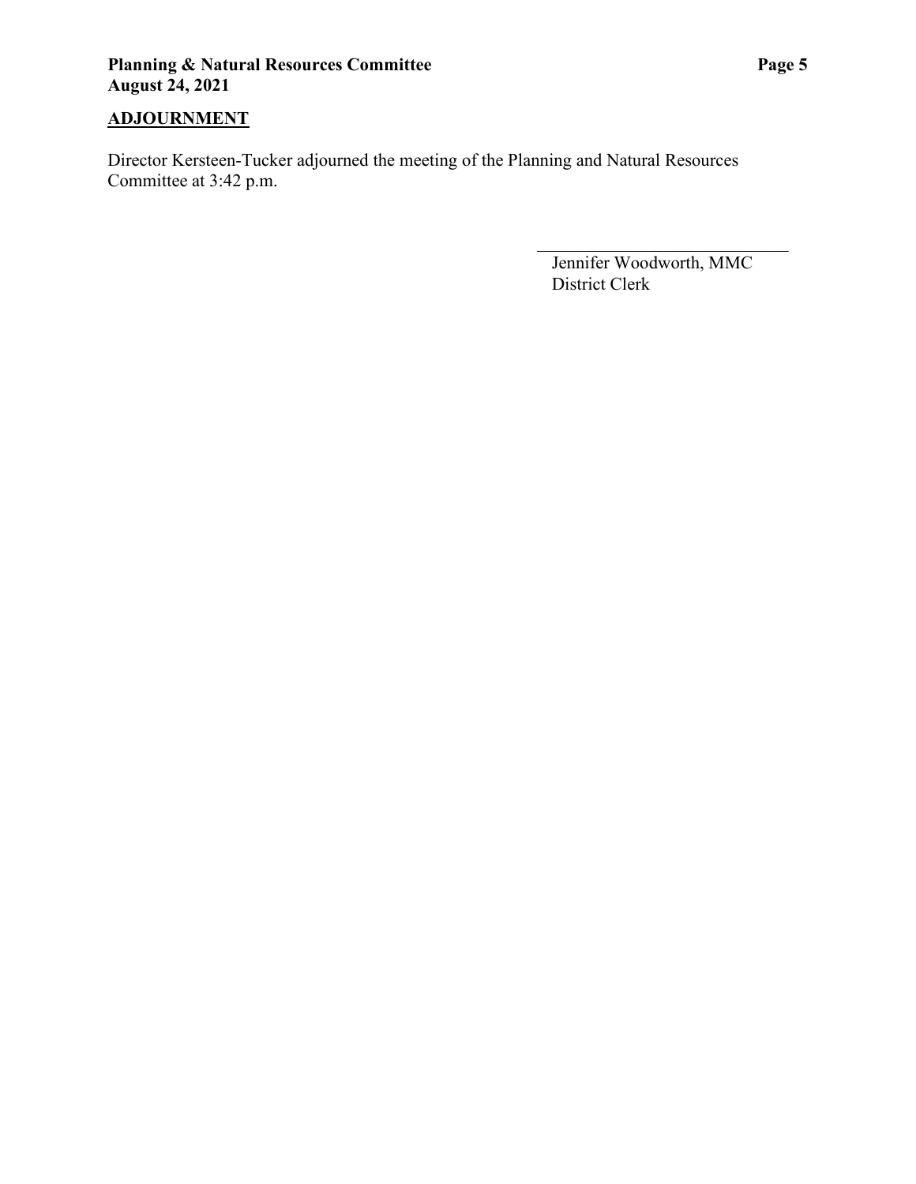**ADJOURNMENT**

Director Kersteen-Tucker adjourned the meeting of the Planning and Natural Resources Committee at 3:42 p.m.

\_\_\_\_\_\_\_\_\_\_\_\_\_\_\_\_\_\_\_\_\_\_\_\_\_\_\_\_

Jennifer Woodworth, MMC
District Clerk